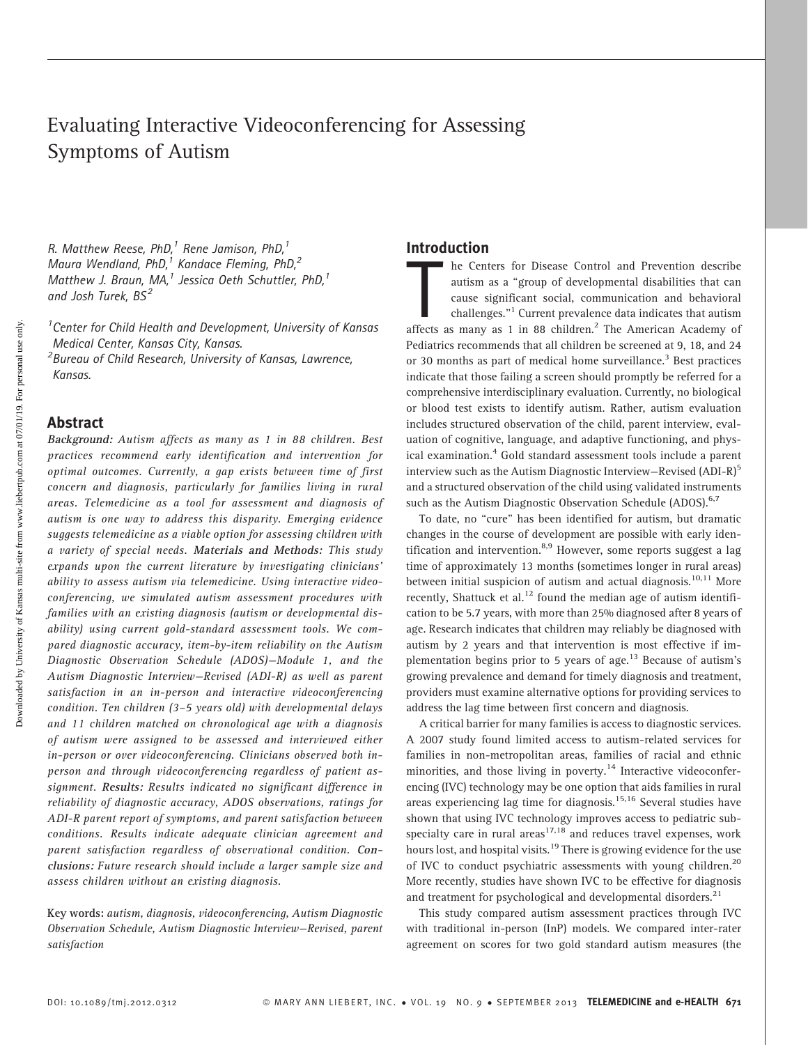# Evaluating Interactive Videoconferencing for Assessing Symptoms of Autism

R. Matthew Reese, PhD,[1] Rene Jamison, PhD,[1] Maura Wendland, PhD,[1] Kandace Fleming, PhD,[2] Matthew J. Braun, MA,[1] Jessica Oeth Schuttler, PhD,[1] and Josh Turek, BS[2]

[1]Center for Child Health and Development, University of Kansas Medical Center, Kansas City, Kansas.

[2]Bureau of Child Research, University of Kansas, Lawrence, Kansas.

## Abstract

***Background:*** *Autism affects as many as 1 in 88 children. Best practices recommend early identification and intervention for optimal outcomes. Currently, a gap exists between time of first concern and diagnosis, particularly for families living in rural areas. Telemedicine as a tool for assessment and diagnosis of autism is one way to address this disparity. Emerging evidence suggests telemedicine as a viable option for assessing children with a variety of special needs.* ***Materials and Methods:*** *This study expands upon the current literature by investigating clinicians' ability to assess autism via telemedicine. Using interactive videoconferencing, we simulated autism assessment procedures with families with an existing diagnosis (autism or developmental disability) using current gold-standard assessment tools. We compared diagnostic accuracy, item-by-item reliability on the Autism Diagnostic Observation Schedule (ADOS)—Module 1, and the Autism Diagnostic Interview—Revised (ADI-R) as well as parent satisfaction in an in-person and interactive videoconferencing condition. Ten children (3–5 years old) with developmental delays and 11 children matched on chronological age with a diagnosis of autism were assigned to be assessed and interviewed either in-person or over videoconferencing. Clinicians observed both in-person and through videoconferencing regardless of patient assignment.* ***Results:*** *Results indicated no significant difference in reliability of diagnostic accuracy, ADOS observations, ratings for ADI-R parent report of symptoms, and parent satisfaction between conditions. Results indicate adequate clinician agreement and parent satisfaction regardless of observational condition.* ***Conclusions:*** *Future research should include a larger sample size and assess children without an existing diagnosis.*

**Key words:** *autism, diagnosis, videoconferencing, Autism Diagnostic Observation Schedule, Autism Diagnostic Interview—Revised, parent satisfaction*

## Introduction

The Centers for Disease Control and Prevention describe autism as a "group of developmental disabilities that can cause significant social, communication and behavioral challenges."[1] Current prevalence data indicates that autism affects as many as 1 in 88 children.[2] The American Academy of Pediatrics recommends that all children be screened at 9, 18, and 24 or 30 months as part of medical home surveillance.[3] Best practices indicate that those failing a screen should promptly be referred for a comprehensive interdisciplinary evaluation. Currently, no biological or blood test exists to identify autism. Rather, autism evaluation includes structured observation of the child, parent interview, evaluation of cognitive, language, and adaptive functioning, and physical examination.[4] Gold standard assessment tools include a parent interview such as the Autism Diagnostic Interview—Revised (ADI-R)[5] and a structured observation of the child using validated instruments such as the Autism Diagnostic Observation Schedule (ADOS).[6,7]

To date, no "cure" has been identified for autism, but dramatic changes in the course of development are possible with early identification and intervention.[8,9] However, some reports suggest a lag time of approximately 13 months (sometimes longer in rural areas) between initial suspicion of autism and actual diagnosis.[10,11] More recently, Shattuck et al.[12] found the median age of autism identification to be 5.7 years, with more than 25% diagnosed after 8 years of age. Research indicates that children may reliably be diagnosed with autism by 2 years and that intervention is most effective if implementation begins prior to 5 years of age.[13] Because of autism's growing prevalence and demand for timely diagnosis and treatment, providers must examine alternative options for providing services to address the lag time between first concern and diagnosis.

A critical barrier for many families is access to diagnostic services. A 2007 study found limited access to autism-related services for families in non-metropolitan areas, families of racial and ethnic minorities, and those living in poverty.[14] Interactive videoconferencing (IVC) technology may be one option that aids families in rural areas experiencing lag time for diagnosis.[15,16] Several studies have shown that using IVC technology improves access to pediatric subspecialty care in rural areas[17,18] and reduces travel expenses, work hours lost, and hospital visits.[19] There is growing evidence for the use of IVC to conduct psychiatric assessments with young children.[20] More recently, studies have shown IVC to be effective for diagnosis and treatment for psychological and developmental disorders.[21]

This study compared autism assessment practices through IVC with traditional in-person (InP) models. We compared inter-rater agreement on scores for two gold standard autism measures (the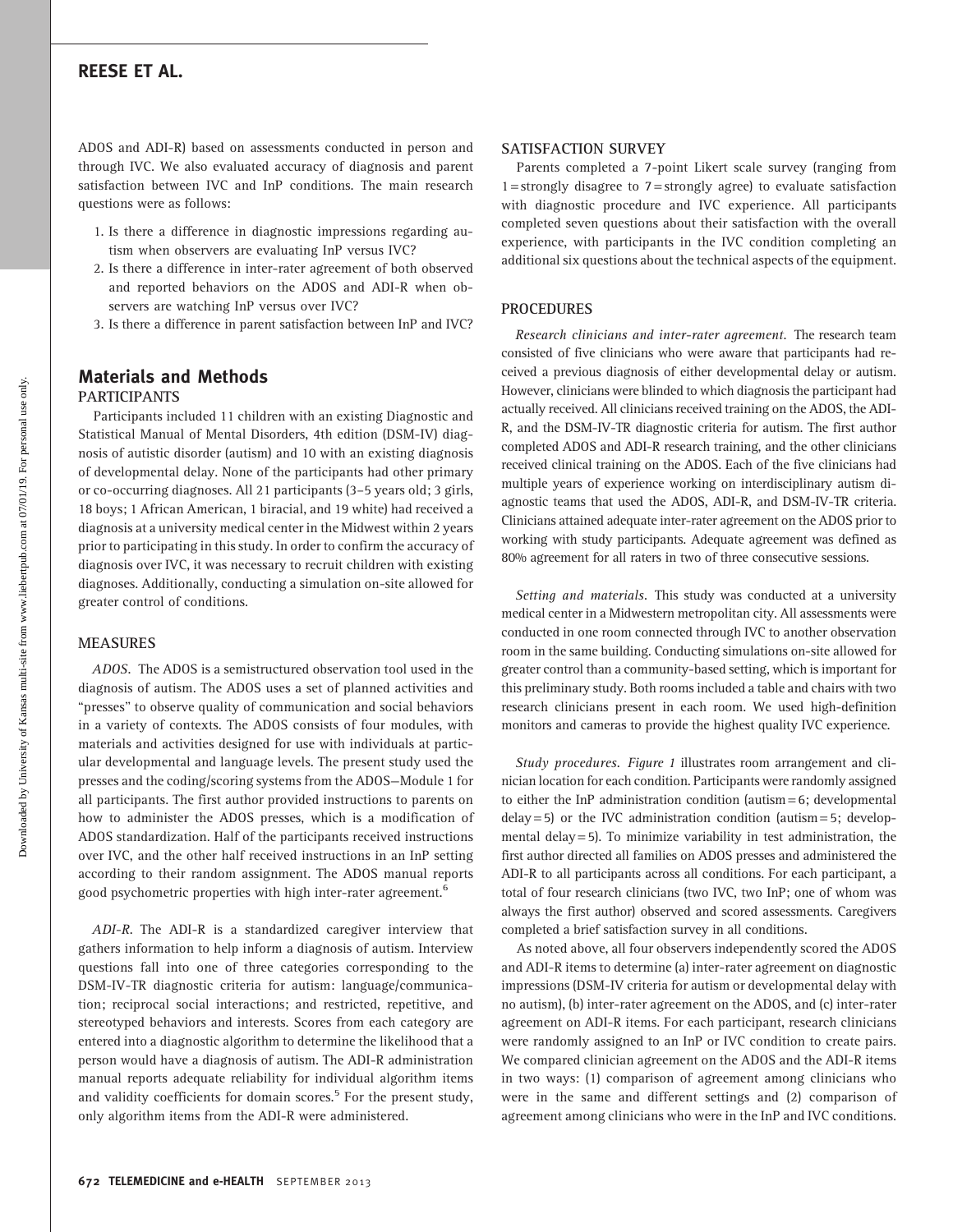ADOS and ADI-R) based on assessments conducted in person and through IVC. We also evaluated accuracy of diagnosis and parent satisfaction between IVC and InP conditions. The main research questions were as follows:

1. Is there a difference in diagnostic impressions regarding autism when observers are evaluating InP versus IVC?
2. Is there a difference in inter-rater agreement of both observed and reported behaviors on the ADOS and ADI-R when observers are watching InP versus over IVC?
3. Is there a difference in parent satisfaction between InP and IVC?

## Materials and Methods

### PARTICIPANTS

Participants included 11 children with an existing Diagnostic and Statistical Manual of Mental Disorders, 4th edition (DSM-IV) diagnosis of autistic disorder (autism) and 10 with an existing diagnosis of developmental delay. None of the participants had other primary or co-occurring diagnoses. All 21 participants (3–5 years old; 3 girls, 18 boys; 1 African American, 1 biracial, and 19 white) had received a diagnosis at a university medical center in the Midwest within 2 years prior to participating in this study. In order to confirm the accuracy of diagnosis over IVC, it was necessary to recruit children with existing diagnoses. Additionally, conducting a simulation on-site allowed for greater control of conditions.

### MEASURES

*ADOS*. The ADOS is a semistructured observation tool used in the diagnosis of autism. The ADOS uses a set of planned activities and "presses" to observe quality of communication and social behaviors in a variety of contexts. The ADOS consists of four modules, with materials and activities designed for use with individuals at particular developmental and language levels. The present study used the presses and the coding/scoring systems from the ADOS—Module 1 for all participants. The first author provided instructions to parents on how to administer the ADOS presses, which is a modification of ADOS standardization. Half of the participants received instructions over IVC, and the other half received instructions in an InP setting according to their random assignment. The ADOS manual reports good psychometric properties with high inter-rater agreement.[6]

*ADI-R*. The ADI-R is a standardized caregiver interview that gathers information to help inform a diagnosis of autism. Interview questions fall into one of three categories corresponding to the DSM-IV-TR diagnostic criteria for autism: language/communication; reciprocal social interactions; and restricted, repetitive, and stereotyped behaviors and interests. Scores from each category are entered into a diagnostic algorithm to determine the likelihood that a person would have a diagnosis of autism. The ADI-R administration manual reports adequate reliability for individual algorithm items and validity coefficients for domain scores.[5] For the present study, only algorithm items from the ADI-R were administered.

### SATISFACTION SURVEY

Parents completed a 7-point Likert scale survey (ranging from 1 = strongly disagree to 7 = strongly agree) to evaluate satisfaction with diagnostic procedure and IVC experience. All participants completed seven questions about their satisfaction with the overall experience, with participants in the IVC condition completing an additional six questions about the technical aspects of the equipment.

### PROCEDURES

*Research clinicians and inter-rater agreement*. The research team consisted of five clinicians who were aware that participants had received a previous diagnosis of either developmental delay or autism. However, clinicians were blinded to which diagnosis the participant had actually received. All clinicians received training on the ADOS, the ADI-R, and the DSM-IV-TR diagnostic criteria for autism. The first author completed ADOS and ADI-R research training, and the other clinicians received clinical training on the ADOS. Each of the five clinicians had multiple years of experience working on interdisciplinary autism diagnostic teams that used the ADOS, ADI-R, and DSM-IV-TR criteria. Clinicians attained adequate inter-rater agreement on the ADOS prior to working with study participants. Adequate agreement was defined as 80% agreement for all raters in two of three consecutive sessions.

*Setting and materials*. This study was conducted at a university medical center in a Midwestern metropolitan city. All assessments were conducted in one room connected through IVC to another observation room in the same building. Conducting simulations on-site allowed for greater control than a community-based setting, which is important for this preliminary study. Both rooms included a table and chairs with two research clinicians present in each room. We used high-definition monitors and cameras to provide the highest quality IVC experience.

*Study procedures*. *Figure 1* illustrates room arrangement and clinician location for each condition. Participants were randomly assigned to either the InP administration condition (autism = 6; developmental delay = 5) or the IVC administration condition (autism = 5; developmental delay = 5). To minimize variability in test administration, the first author directed all families on ADOS presses and administered the ADI-R to all participants across all conditions. For each participant, a total of four research clinicians (two IVC, two InP; one of whom was always the first author) observed and scored assessments. Caregivers completed a brief satisfaction survey in all conditions.

As noted above, all four observers independently scored the ADOS and ADI-R items to determine (a) inter-rater agreement on diagnostic impressions (DSM-IV criteria for autism or developmental delay with no autism), (b) inter-rater agreement on the ADOS, and (c) inter-rater agreement on ADI-R items. For each participant, research clinicians were randomly assigned to an InP or IVC condition to create pairs. We compared clinician agreement on the ADOS and the ADI-R items in two ways: (1) comparison of agreement among clinicians who were in the same and different settings and (2) comparison of agreement among clinicians who were in the InP and IVC conditions.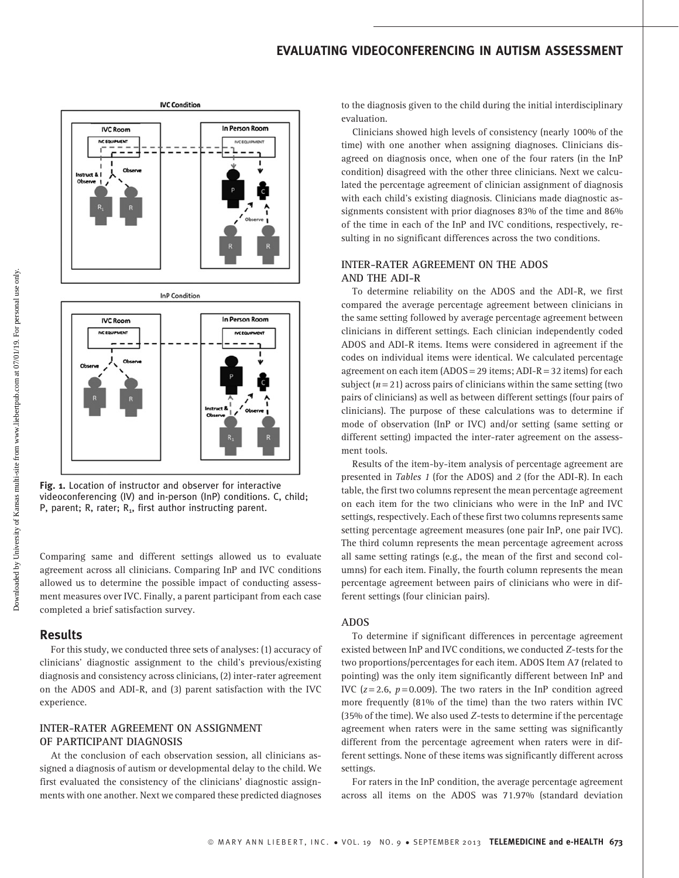Fig. 1. Location of instructor and observer for interactive videoconferencing (IV) and in-person (InP) conditions. C, child; P, parent; R, rater; $R_1$, first author instructing parent.

Comparing same and different settings allowed us to evaluate agreement across all clinicians. Comparing InP and IVC conditions allowed us to determine the possible impact of conducting assessment measures over IVC. Finally, a parent participant from each case completed a brief satisfaction survey.

## Results

For this study, we conducted three sets of analyses: (1) accuracy of clinicians' diagnostic assignment to the child's previous/existing diagnosis and consistency across clinicians, (2) inter-rater agreement on the ADOS and ADI-R, and (3) parent satisfaction with the IVC experience.

### INTER-RATER AGREEMENT ON ASSIGNMENT OF PARTICIPANT DIAGNOSIS

At the conclusion of each observation session, all clinicians assigned a diagnosis of autism or developmental delay to the child. We first evaluated the consistency of the clinicians' diagnostic assignments with one another. Next we compared these predicted diagnoses to the diagnosis given to the child during the initial interdisciplinary evaluation.

Clinicians showed high levels of consistency (nearly 100% of the time) with one another when assigning diagnoses. Clinicians disagreed on diagnosis once, when one of the four raters (in the InP condition) disagreed with the other three clinicians. Next we calculated the percentage agreement of clinician assignment of diagnosis with each child's existing diagnosis. Clinicians made diagnostic assignments consistent with prior diagnoses 83% of the time and 86% of the time in each of the InP and IVC conditions, respectively, resulting in no significant differences across the two conditions.

### INTER-RATER AGREEMENT ON THE ADOS AND THE ADI-R

To determine reliability on the ADOS and the ADI-R, we first compared the average percentage agreement between clinicians in the same setting followed by average percentage agreement between clinicians in different settings. Each clinician independently coded ADOS and ADI-R items. Items were considered in agreement if the codes on individual items were identical. We calculated percentage agreement on each item (ADOS = 29 items; ADI-R = 32 items) for each subject ($n = 21$) across pairs of clinicians within the same setting (two pairs of clinicians) as well as between different settings (four pairs of clinicians). The purpose of these calculations was to determine if mode of observation (InP or IVC) and/or setting (same setting or different setting) impacted the inter-rater agreement on the assessment tools.

Results of the item-by-item analysis of percentage agreement are presented in *Tables 1* (for the ADOS) and *2* (for the ADI-R). In each table, the first two columns represent the mean percentage agreement on each item for the two clinicians who were in the InP and IVC settings, respectively. Each of these first two columns represents same setting percentage agreement measures (one pair InP, one pair IVC). The third column represents the mean percentage agreement across all same setting ratings (e.g., the mean of the first and second columns) for each item. Finally, the fourth column represents the mean percentage agreement between pairs of clinicians who were in different settings (four clinician pairs).

### ADOS

To determine if significant differences in percentage agreement existed between InP and IVC conditions, we conducted *Z*-tests for the two proportions/percentages for each item. ADOS Item A7 (related to pointing) was the only item significantly different between InP and IVC ($z = 2.6$, $p = 0.009$). The two raters in the InP condition agreed more frequently (81% of the time) than the two raters within IVC (35% of the time). We also used *Z*-tests to determine if the percentage agreement when raters were in the same setting was significantly different from the percentage agreement when raters were in different settings. None of these items was significantly different across settings.

For raters in the InP condition, the average percentage agreement across all items on the ADOS was 71.97% (standard deviation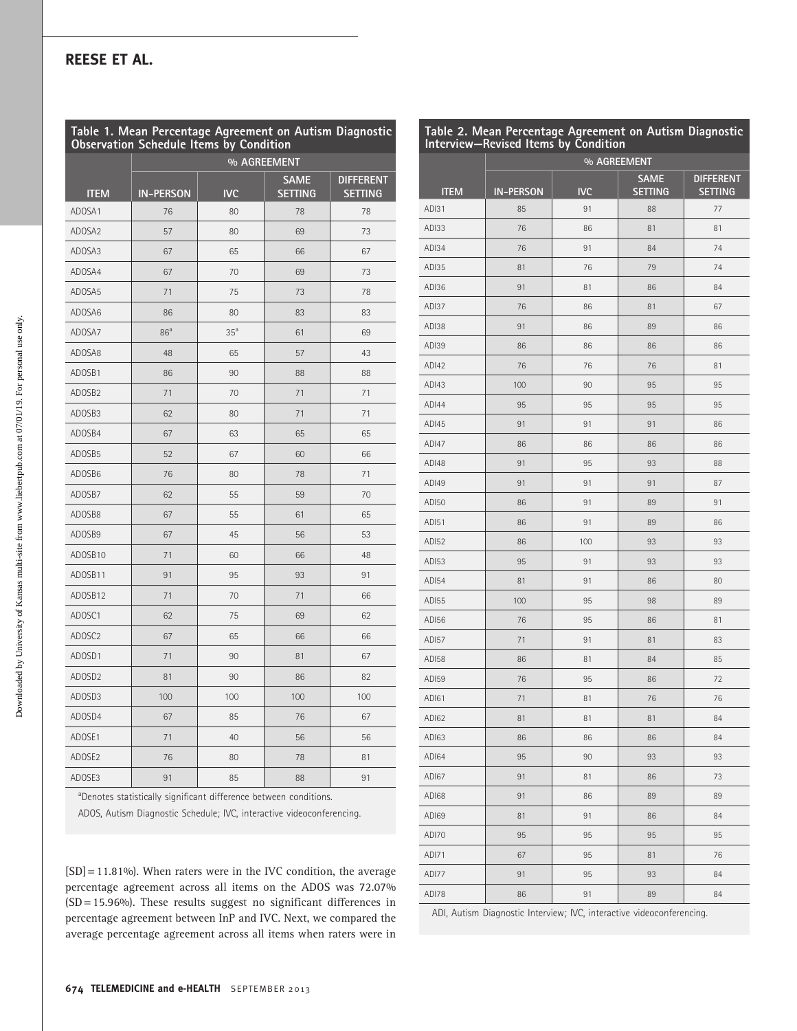**Table 1. Mean Percentage Agreement on Autism Diagnostic Observation Schedule Items by Condition**

| | % AGREEMENT | | | |
|---|---|---|---|---|
| ITEM | IN-PERSON | IVC | SAME SETTING | DIFFERENT SETTING |
| ADOSA1 | 76 | 80 | 78 | 78 |
| ADOSA2 | 57 | 80 | 69 | 73 |
| ADOSA3 | 67 | 65 | 66 | 67 |
| ADOSA4 | 67 | 70 | 69 | 73 |
| ADOSA5 | 71 | 75 | 73 | 78 |
| ADOSA6 | 86 | 80 | 83 | 83 |
| ADOSA7 | 86[a] | 35[a] | 61 | 69 |
| ADOSA8 | 48 | 65 | 57 | 43 |
| ADOSB1 | 86 | 90 | 88 | 88 |
| ADOSB2 | 71 | 70 | 71 | 71 |
| ADOSB3 | 62 | 80 | 71 | 71 |
| ADOSB4 | 67 | 63 | 65 | 65 |
| ADOSB5 | 52 | 67 | 60 | 66 |
| ADOSB6 | 76 | 80 | 78 | 71 |
| ADOSB7 | 62 | 55 | 59 | 70 |
| ADOSB8 | 67 | 55 | 61 | 65 |
| ADOSB9 | 67 | 45 | 56 | 53 |
| ADOSB10 | 71 | 60 | 66 | 48 |
| ADOSB11 | 91 | 95 | 93 | 91 |
| ADOSB12 | 71 | 70 | 71 | 66 |
| ADOSC1 | 62 | 75 | 69 | 62 |
| ADOSC2 | 67 | 65 | 66 | 66 |
| ADOSD1 | 71 | 90 | 81 | 67 |
| ADOSD2 | 81 | 90 | 86 | 82 |
| ADOSD3 | 100 | 100 | 100 | 100 |
| ADOSD4 | 67 | 85 | 76 | 67 |
| ADOSE1 | 71 | 40 | 56 | 56 |
| ADOSE2 | 76 | 80 | 78 | 81 |
| ADOSE3 | 91 | 85 | 88 | 91 |

[a]Denotes statistically significant difference between conditions.

ADOS, Autism Diagnostic Schedule; IVC, interactive videoconferencing.

[SD] = 11.81%). When raters were in the IVC condition, the average percentage agreement across all items on the ADOS was 72.07% (SD = 15.96%). These results suggest no significant differences in percentage agreement between InP and IVC. Next, we compared the average percentage agreement across all items when raters were in

**Table 2. Mean Percentage Agreement on Autism Diagnostic Interview—Revised Items by Condition**

| | % AGREEMENT | | | |
|---|---|---|---|---|
| ITEM | IN-PERSON | IVC | SAME SETTING | DIFFERENT SETTING |
| ADI31 | 85 | 91 | 88 | 77 |
| ADI33 | 76 | 86 | 81 | 81 |
| ADI34 | 76 | 91 | 84 | 74 |
| ADI35 | 81 | 76 | 79 | 74 |
| ADI36 | 91 | 81 | 86 | 84 |
| ADI37 | 76 | 86 | 81 | 67 |
| ADI38 | 91 | 86 | 89 | 86 |
| ADI39 | 86 | 86 | 86 | 86 |
| ADI42 | 76 | 76 | 76 | 81 |
| ADI43 | 100 | 90 | 95 | 95 |
| ADI44 | 95 | 95 | 95 | 95 |
| ADI45 | 91 | 91 | 91 | 86 |
| ADI47 | 86 | 86 | 86 | 86 |
| ADI48 | 91 | 95 | 93 | 88 |
| ADI49 | 91 | 91 | 91 | 87 |
| ADI50 | 86 | 91 | 89 | 91 |
| ADI51 | 86 | 91 | 89 | 86 |
| ADI52 | 86 | 100 | 93 | 93 |
| ADI53 | 95 | 91 | 93 | 93 |
| ADI54 | 81 | 91 | 86 | 80 |
| ADI55 | 100 | 95 | 98 | 89 |
| ADI56 | 76 | 95 | 86 | 81 |
| ADI57 | 71 | 91 | 81 | 83 |
| ADI58 | 86 | 81 | 84 | 85 |
| ADI59 | 76 | 95 | 86 | 72 |
| ADI61 | 71 | 81 | 76 | 76 |
| ADI62 | 81 | 81 | 81 | 84 |
| ADI63 | 86 | 86 | 86 | 84 |
| ADI64 | 95 | 90 | 93 | 93 |
| ADI67 | 91 | 81 | 86 | 73 |
| ADI68 | 91 | 86 | 89 | 89 |
| ADI69 | 81 | 91 | 86 | 84 |
| ADI70 | 95 | 95 | 95 | 95 |
| ADI71 | 67 | 95 | 81 | 76 |
| ADI77 | 91 | 95 | 93 | 84 |
| ADI78 | 86 | 91 | 89 | 84 |

ADI, Autism Diagnostic Interview; IVC, interactive videoconferencing.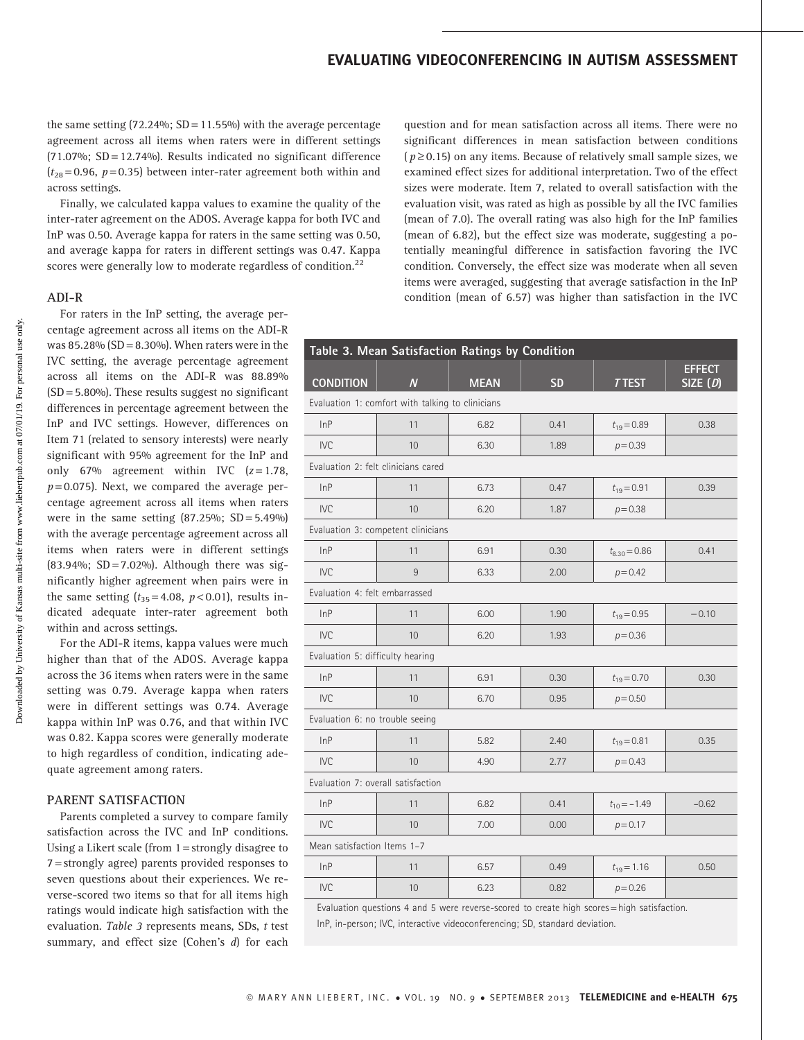the same setting (72.24%; SD = 11.55%) with the average percentage agreement across all items when raters were in different settings (71.07%; SD = 12.74%). Results indicated no significant difference ($t_{28} = 0.96$, $p = 0.35$) between inter-rater agreement both within and across settings.

Finally, we calculated kappa values to examine the quality of the inter-rater agreement on the ADOS. Average kappa for both IVC and InP was 0.50. Average kappa for raters in the same setting was 0.50, and average kappa for raters in different settings was 0.47. Kappa scores were generally low to moderate regardless of condition.[22]

### ADI-R

For raters in the InP setting, the average percentage agreement across all items on the ADI-R was 85.28% (SD = 8.30%). When raters were in the IVC setting, the average percentage agreement across all items on the ADI-R was 88.89% (SD = 5.80%). These results suggest no significant differences in percentage agreement between the InP and IVC settings. However, differences on Item 71 (related to sensory interests) were nearly significant with 95% agreement for the InP and only 67% agreement within IVC ($z = 1.78$, $p = 0.075$). Next, we compared the average percentage agreement across all items when raters were in the same setting (87.25%; SD = 5.49%) with the average percentage agreement across all items when raters were in different settings (83.94%; SD = 7.02%). Although there was significantly higher agreement when pairs were in the same setting ($t_{35} = 4.08$, $p < 0.01$), results indicated adequate inter-rater agreement both within and across settings.

For the ADI-R items, kappa values were much higher than that of the ADOS. Average kappa across the 36 items when raters were in the same setting was 0.79. Average kappa when raters were in different settings was 0.74. Average kappa within InP was 0.76, and that within IVC was 0.82. Kappa scores were generally moderate to high regardless of condition, indicating adequate agreement among raters.

## PARENT SATISFACTION

Parents completed a survey to compare family satisfaction across the IVC and InP conditions. Using a Likert scale (from 1 = strongly disagree to 7 = strongly agree) parents provided responses to seven questions about their experiences. We reverse-scored two items so that for all items high ratings would indicate high satisfaction with the evaluation. *Table 3* represents means, SDs, *t* test summary, and effect size (Cohen's *d*) for each question and for mean satisfaction across all items. There were no significant differences in mean satisfaction between conditions ($p \geq 0.15$) on any items. Because of relatively small sample sizes, we examined effect sizes for additional interpretation. Two of the effect sizes were moderate. Item 7, related to overall satisfaction with the evaluation visit, was rated as high as possible by all the IVC families (mean of 7.0). The overall rating was also high for the InP families (mean of 6.82), but the effect size was moderate, suggesting a potentially meaningful difference in satisfaction favoring the IVC condition. Conversely, the effect size was moderate when all seven items were averaged, suggesting that average satisfaction in the InP condition (mean of 6.57) was higher than satisfaction in the IVC

**Table 3. Mean Satisfaction Ratings by Condition**

| CONDITION | *N* | MEAN | SD | *T* TEST | EFFECT SIZE (*D*) |
|---|---|---|---|---|---|
| Evaluation 1: comfort with talking to clinicians | | | | | |
| InP | 11 | 6.82 | 0.41 | $t_{19} = 0.89$ | 0.38 |
| IVC | 10 | 6.30 | 1.89 | $p = 0.39$ | |
| Evaluation 2: felt clinicians cared | | | | | |
| InP | 11 | 6.73 | 0.47 | $t_{19} = 0.91$ | 0.39 |
| IVC | 10 | 6.20 | 1.87 | $p = 0.38$ | |
| Evaluation 3: competent clinicians | | | | | |
| InP | 11 | 6.91 | 0.30 | $t_{8.30} = 0.86$ | 0.41 |
| IVC | 9 | 6.33 | 2.00 | $p = 0.42$ | |
| Evaluation 4: felt embarrassed | | | | | |
| InP | 11 | 6.00 | 1.90 | $t_{19} = 0.95$ | −0.10 |
| IVC | 10 | 6.20 | 1.93 | $p = 0.36$ | |
| Evaluation 5: difficulty hearing | | | | | |
| InP | 11 | 6.91 | 0.30 | $t_{19} = 0.70$ | 0.30 |
| IVC | 10 | 6.70 | 0.95 | $p = 0.50$ | |
| Evaluation 6: no trouble seeing | | | | | |
| InP | 11 | 5.82 | 2.40 | $t_{19} = 0.81$ | 0.35 |
| IVC | 10 | 4.90 | 2.77 | $p = 0.43$ | |
| Evaluation 7: overall satisfaction | | | | | |
| InP | 11 | 6.82 | 0.41 | $t_{10} = -1.49$ | −0.62 |
| IVC | 10 | 7.00 | 0.00 | $p = 0.17$ | |
| Mean satisfaction Items 1–7 | | | | | |
| InP | 11 | 6.57 | 0.49 | $t_{19} = 1.16$ | 0.50 |
| IVC | 10 | 6.23 | 0.82 | $p = 0.26$ | |

Evaluation questions 4 and 5 were reverse-scored to create high scores = high satisfaction.
InP, in-person; IVC, interactive videoconferencing; SD, standard deviation.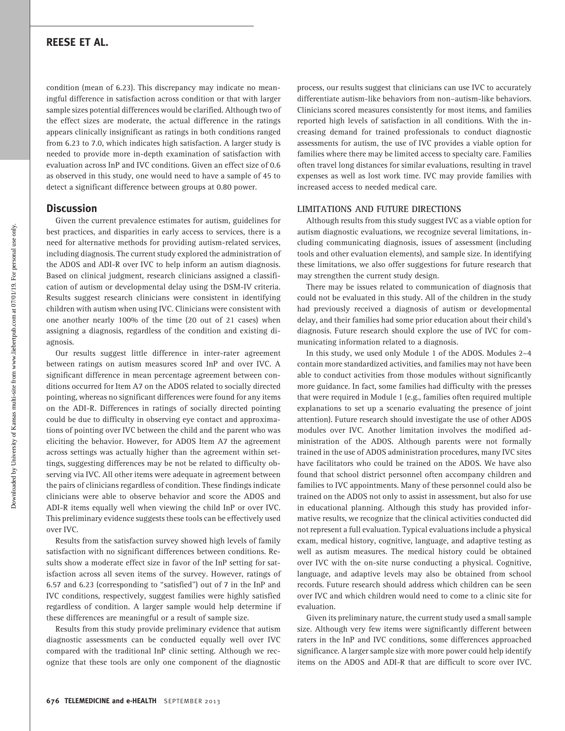condition (mean of 6.23). This discrepancy may indicate no meaningful difference in satisfaction across condition or that with larger sample sizes potential differences would be clarified. Although two of the effect sizes are moderate, the actual difference in the ratings appears clinically insignificant as ratings in both conditions ranged from 6.23 to 7.0, which indicates high satisfaction. A larger study is needed to provide more in-depth examination of satisfaction with evaluation across InP and IVC conditions. Given an effect size of 0.6 as observed in this study, one would need to have a sample of 45 to detect a significant difference between groups at 0.80 power.

## Discussion

Given the current prevalence estimates for autism, guidelines for best practices, and disparities in early access to services, there is a need for alternative methods for providing autism-related services, including diagnosis. The current study explored the administration of the ADOS and ADI-R over IVC to help inform an autism diagnosis. Based on clinical judgment, research clinicians assigned a classification of autism or developmental delay using the DSM-IV criteria. Results suggest research clinicians were consistent in identifying children with autism when using IVC. Clinicians were consistent with one another nearly 100% of the time (20 out of 21 cases) when assigning a diagnosis, regardless of the condition and existing diagnosis.

Our results suggest little difference in inter-rater agreement between ratings on autism measures scored InP and over IVC. A significant difference in mean percentage agreement between conditions occurred for Item A7 on the ADOS related to socially directed pointing, whereas no significant differences were found for any items on the ADI-R. Differences in ratings of socially directed pointing could be due to difficulty in observing eye contact and approximations of pointing over IVC between the child and the parent who was eliciting the behavior. However, for ADOS Item A7 the agreement across settings was actually higher than the agreement within settings, suggesting differences may be not be related to difficulty observing via IVC. All other items were adequate in agreement between the pairs of clinicians regardless of condition. These findings indicate clinicians were able to observe behavior and score the ADOS and ADI-R items equally well when viewing the child InP or over IVC. This preliminary evidence suggests these tools can be effectively used over IVC.

Results from the satisfaction survey showed high levels of family satisfaction with no significant differences between conditions. Results show a moderate effect size in favor of the InP setting for satisfaction across all seven items of the survey. However, ratings of 6.57 and 6.23 (corresponding to "satisfied") out of 7 in the InP and IVC conditions, respectively, suggest families were highly satisfied regardless of condition. A larger sample would help determine if these differences are meaningful or a result of sample size.

Results from this study provide preliminary evidence that autism diagnostic assessments can be conducted equally well over IVC compared with the traditional InP clinic setting. Although we recognize that these tools are only one component of the diagnostic process, our results suggest that clinicians can use IVC to accurately differentiate autism-like behaviors from non–autism-like behaviors. Clinicians scored measures consistently for most items, and families reported high levels of satisfaction in all conditions. With the increasing demand for trained professionals to conduct diagnostic assessments for autism, the use of IVC provides a viable option for families where there may be limited access to specialty care. Families often travel long distances for similar evaluations, resulting in travel expenses as well as lost work time. IVC may provide families with increased access to needed medical care.

### LIMITATIONS AND FUTURE DIRECTIONS

Although results from this study suggest IVC as a viable option for autism diagnostic evaluations, we recognize several limitations, including communicating diagnosis, issues of assessment (including tools and other evaluation elements), and sample size. In identifying these limitations, we also offer suggestions for future research that may strengthen the current study design.

There may be issues related to communication of diagnosis that could not be evaluated in this study. All of the children in the study had previously received a diagnosis of autism or developmental delay, and their families had some prior education about their child's diagnosis. Future research should explore the use of IVC for communicating information related to a diagnosis.

In this study, we used only Module 1 of the ADOS. Modules 2–4 contain more standardized activities, and families may not have been able to conduct activities from those modules without significantly more guidance. In fact, some families had difficulty with the presses that were required in Module 1 (e.g., families often required multiple explanations to set up a scenario evaluating the presence of joint attention). Future research should investigate the use of other ADOS modules over IVC. Another limitation involves the modified administration of the ADOS. Although parents were not formally trained in the use of ADOS administration procedures, many IVC sites have facilitators who could be trained on the ADOS. We have also found that school district personnel often accompany children and families to IVC appointments. Many of these personnel could also be trained on the ADOS not only to assist in assessment, but also for use in educational planning. Although this study has provided informative results, we recognize that the clinical activities conducted did not represent a full evaluation. Typical evaluations include a physical exam, medical history, cognitive, language, and adaptive testing as well as autism measures. The medical history could be obtained over IVC with the on-site nurse conducting a physical. Cognitive, language, and adaptive levels may also be obtained from school records. Future research should address which children can be seen over IVC and which children would need to come to a clinic site for evaluation.

Given its preliminary nature, the current study used a small sample size. Although very few items were significantly different between raters in the InP and IVC conditions, some differences approached significance. A larger sample size with more power could help identify items on the ADOS and ADI-R that are difficult to score over IVC.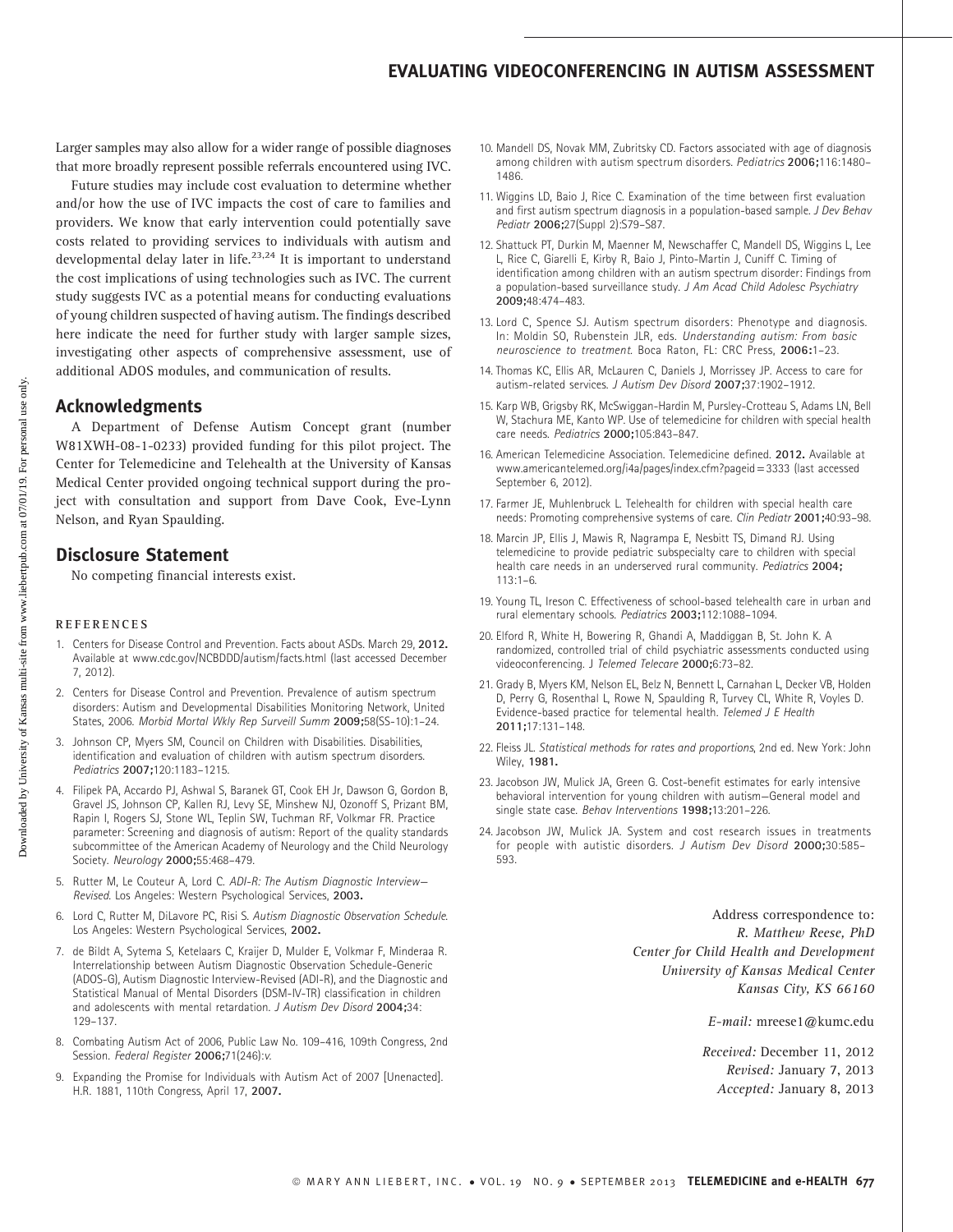Larger samples may also allow for a wider range of possible diagnoses that more broadly represent possible referrals encountered using IVC.

Future studies may include cost evaluation to determine whether and/or how the use of IVC impacts the cost of care to families and providers. We know that early intervention could potentially save costs related to providing services to individuals with autism and developmental delay later in life.[23,24] It is important to understand the cost implications of using technologies such as IVC. The current study suggests IVC as a potential means for conducting evaluations of young children suspected of having autism. The findings described here indicate the need for further study with larger sample sizes, investigating other aspects of comprehensive assessment, use of additional ADOS modules, and communication of results.

## Acknowledgments

A Department of Defense Autism Concept grant (number W81XWH-08-1-0233) provided funding for this pilot project. The Center for Telemedicine and Telehealth at the University of Kansas Medical Center provided ongoing technical support during the project with consultation and support from Dave Cook, Eve-Lynn Nelson, and Ryan Spaulding.

## Disclosure Statement

No competing financial interests exist.

## REFERENCES

1. Centers for Disease Control and Prevention. Facts about ASDs. March 29, **2012.** Available at www.cdc.gov/NCBDDD/autism/facts.html (last accessed December 7, 2012).
2. Centers for Disease Control and Prevention. Prevalence of autism spectrum disorders: Autism and Developmental Disabilities Monitoring Network, United States, 2006. *Morbid Mortal Wkly Rep Surveill Summ* **2009;**58(SS-10):1–24.
3. Johnson CP, Myers SM, Council on Children with Disabilities. Disabilities, identification and evaluation of children with autism spectrum disorders. *Pediatrics* **2007;**120:1183–1215.
4. Filipek PA, Accardo PJ, Ashwal S, Baranek GT, Cook EH Jr, Dawson G, Gordon B, Gravel JS, Johnson CP, Kallen RJ, Levy SE, Minshew NJ, Ozonoff S, Prizant BM, Rapin I, Rogers SJ, Stone WL, Teplin SW, Tuchman RF, Volkmar FR. Practice parameter: Screening and diagnosis of autism: Report of the quality standards subcommittee of the American Academy of Neurology and the Child Neurology Society. *Neurology* **2000;**55:468–479.
5. Rutter M, Le Couteur A, Lord C. *ADI-R: The Autism Diagnostic Interview—Revised*. Los Angeles: Western Psychological Services, **2003.**
6. Lord C, Rutter M, DiLavore PC, Risi S. *Autism Diagnostic Observation Schedule*. Los Angeles: Western Psychological Services, **2002.**
7. de Bildt A, Sytema S, Ketelaars C, Kraijer D, Mulder E, Volkmar F, Minderaa R. Interrelationship between Autism Diagnostic Observation Schedule-Generic (ADOS-G), Autism Diagnostic Interview-Revised (ADI-R), and the Diagnostic and Statistical Manual of Mental Disorders (DSM-IV-TR) classification in children and adolescents with mental retardation. *J Autism Dev Disord* **2004;**34: 129–137.
8. Combating Autism Act of 2006, Public Law No. 109–416, 109th Congress, 2nd Session. *Federal Register* **2006;**71(246):*v*.
9. Expanding the Promise for Individuals with Autism Act of 2007 [Unenacted]. H.R. 1881, 110th Congress, April 17, **2007.**
10. Mandell DS, Novak MM, Zubritsky CD. Factors associated with age of diagnosis among children with autism spectrum disorders. *Pediatrics* **2006;**116:1480–1486.
11. Wiggins LD, Baio J, Rice C. Examination of the time between first evaluation and first autism spectrum diagnosis in a population-based sample. *J Dev Behav Pediatr* **2006;**27(Suppl 2):S79–S87.
12. Shattuck PT, Durkin M, Maenner M, Newschaffer C, Mandell DS, Wiggins L, Lee L, Rice C, Giarelli E, Kirby R, Baio J, Pinto-Martin J, Cuniff C. Timing of identification among children with an autism spectrum disorder: Findings from a population-based surveillance study. *J Am Acad Child Adolesc Psychiatry* **2009;**48:474–483.
13. Lord C, Spence SJ. Autism spectrum disorders: Phenotype and diagnosis. In: Moldin SO, Rubenstein JLR, eds. *Understanding autism: From basic neuroscience to treatment*. Boca Raton, FL: CRC Press, **2006:**1–23.
14. Thomas KC, Ellis AR, McLauren C, Daniels J, Morrissey JP. Access to care for autism-related services. *J Autism Dev Disord* **2007;**37:1902–1912.
15. Karp WB, Grigsby RK, McSwiggan-Hardin M, Pursley-Crotteau S, Adams LN, Bell W, Stachura ME, Kanto WP. Use of telemedicine for children with special health care needs. *Pediatrics* **2000;**105:843–847.
16. American Telemedicine Association. Telemedicine defined. **2012.** Available at www.americantelemed.org/i4a/pages/index.cfm?pageid=3333 (last accessed September 6, 2012).
17. Farmer JE, Muhlenbruck L. Telehealth for children with special health care needs: Promoting comprehensive systems of care. *Clin Pediatr* **2001;**40:93–98.
18. Marcin JP, Ellis J, Mawis R, Nagrampa E, Nesbitt TS, Dimand RJ. Using telemedicine to provide pediatric subspecialty care to children with special health care needs in an underserved rural community. *Pediatrics* **2004;** 113:1–6.
19. Young TL, Ireson C. Effectiveness of school-based telehealth care in urban and rural elementary schools. *Pediatrics* **2003;**112:1088–1094.
20. Elford R, White H, Bowering R, Ghandi A, Maddiggan B, St. John K. A randomized, controlled trial of child psychiatric assessments conducted using videoconferencing. J *Telemed Telecare* **2000;**6:73–82.
21. Grady B, Myers KM, Nelson EL, Belz N, Bennett L, Carnahan L, Decker VB, Holden D, Perry G, Rosenthal L, Rowe N, Spaulding R, Turvey CL, White R, Voyles D. Evidence-based practice for telemental health. *Telemed J E Health* **2011;**17:131–148.
22. Fleiss JL. *Statistical methods for rates and proportions*, 2nd ed. New York: John Wiley, **1981.**
23. Jacobson JW, Mulick JA, Green G. Cost-benefit estimates for early intensive behavioral intervention for young children with autism—General model and single state case. *Behav Interventions* **1998;**13:201–226.
24. Jacobson JW, Mulick JA. System and cost research issues in treatments for people with autistic disorders. *J Autism Dev Disord* **2000;**30:585–593.

Address correspondence to:
*R. Matthew Reese, PhD*
*Center for Child Health and Development*
*University of Kansas Medical Center*
*Kansas City, KS 66160*

*E-mail:* mreese1@kumc.edu

*Received:* December 11, 2012
*Revised:* January 7, 2013
*Accepted:* January 8, 2013